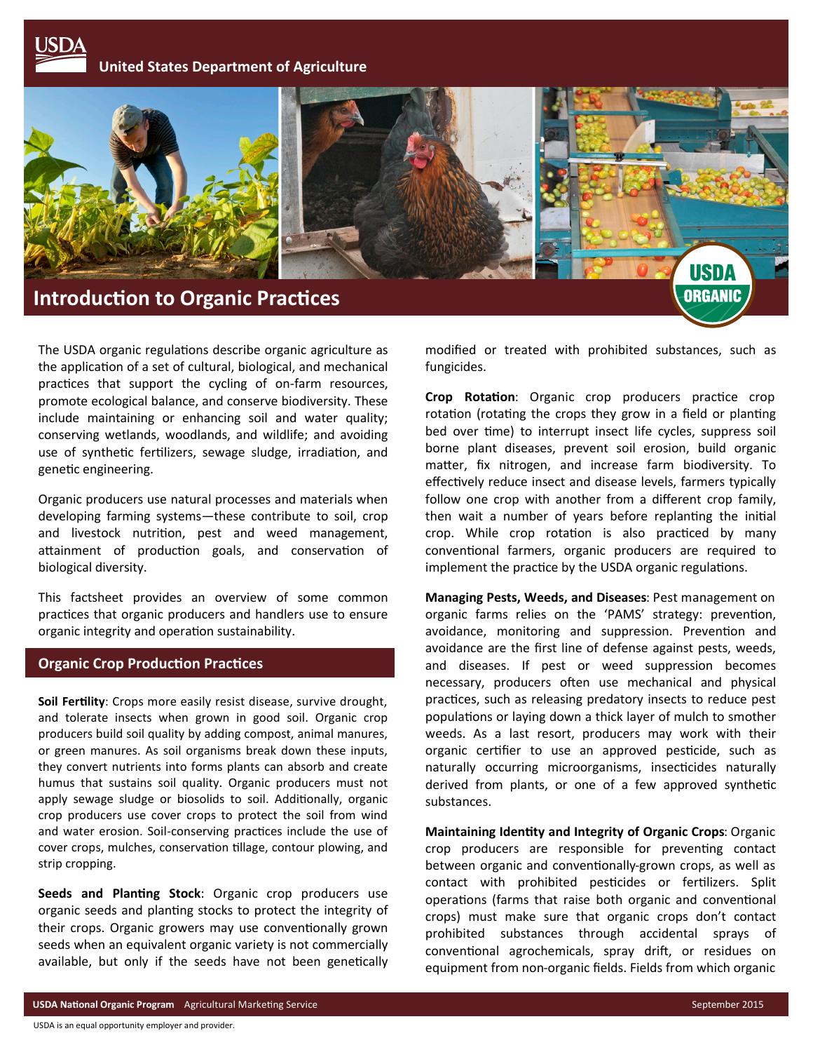United States Department of Agriculture

# Introduction to Organic Practices

The USDA organic regulations describe organic agriculture as the application of a set of cultural, biological, and mechanical practices that support the cycling of on-farm resources, promote ecological balance, and conserve biodiversity. These include maintaining or enhancing soil and water quality; conserving wetlands, woodlands, and wildlife; and avoiding use of synthetic fertilizers, sewage sludge, irradiation, and genetic engineering.

Organic producers use natural processes and materials when developing farming systems—these contribute to soil, crop and livestock nutrition, pest and weed management, attainment of production goals, and conservation of biological diversity.

This factsheet provides an overview of some common practices that organic producers and handlers use to ensure organic integrity and operation sustainability.

## Organic Crop Production Practices

**Soil Fertility**: Crops more easily resist disease, survive drought, and tolerate insects when grown in good soil. Organic crop producers build soil quality by adding compost, animal manures, or green manures. As soil organisms break down these inputs, they convert nutrients into forms plants can absorb and create humus that sustains soil quality. Organic producers must not apply sewage sludge or biosolids to soil. Additionally, organic crop producers use cover crops to protect the soil from wind and water erosion. Soil-conserving practices include the use of cover crops, mulches, conservation tillage, contour plowing, and strip cropping.

**Seeds and Planting Stock**: Organic crop producers use organic seeds and planting stocks to protect the integrity of their crops. Organic growers may use conventionally grown seeds when an equivalent organic variety is not commercially available, but only if the seeds have not been genetically modified or treated with prohibited substances, such as fungicides.

**Crop Rotation**: Organic crop producers practice crop rotation (rotating the crops they grow in a field or planting bed over time) to interrupt insect life cycles, suppress soil borne plant diseases, prevent soil erosion, build organic matter, fix nitrogen, and increase farm biodiversity. To effectively reduce insect and disease levels, farmers typically follow one crop with another from a different crop family, then wait a number of years before replanting the initial crop. While crop rotation is also practiced by many conventional farmers, organic producers are required to implement the practice by the USDA organic regulations.

**Managing Pests, Weeds, and Diseases**: Pest management on organic farms relies on the 'PAMS' strategy: prevention, avoidance, monitoring and suppression. Prevention and avoidance are the first line of defense against pests, weeds, and diseases. If pest or weed suppression becomes necessary, producers often use mechanical and physical practices, such as releasing predatory insects to reduce pest populations or laying down a thick layer of mulch to smother weeds. As a last resort, producers may work with their organic certifier to use an approved pesticide, such as naturally occurring microorganisms, insecticides naturally derived from plants, or one of a few approved synthetic substances.

**Maintaining Identity and Integrity of Organic Crops**: Organic crop producers are responsible for preventing contact between organic and conventionally-grown crops, as well as contact with prohibited pesticides or fertilizers. Split operations (farms that raise both organic and conventional crops) must make sure that organic crops don't contact prohibited substances through accidental sprays of conventional agrochemicals, spray drift, or residues on equipment from non-organic fields. Fields from which organic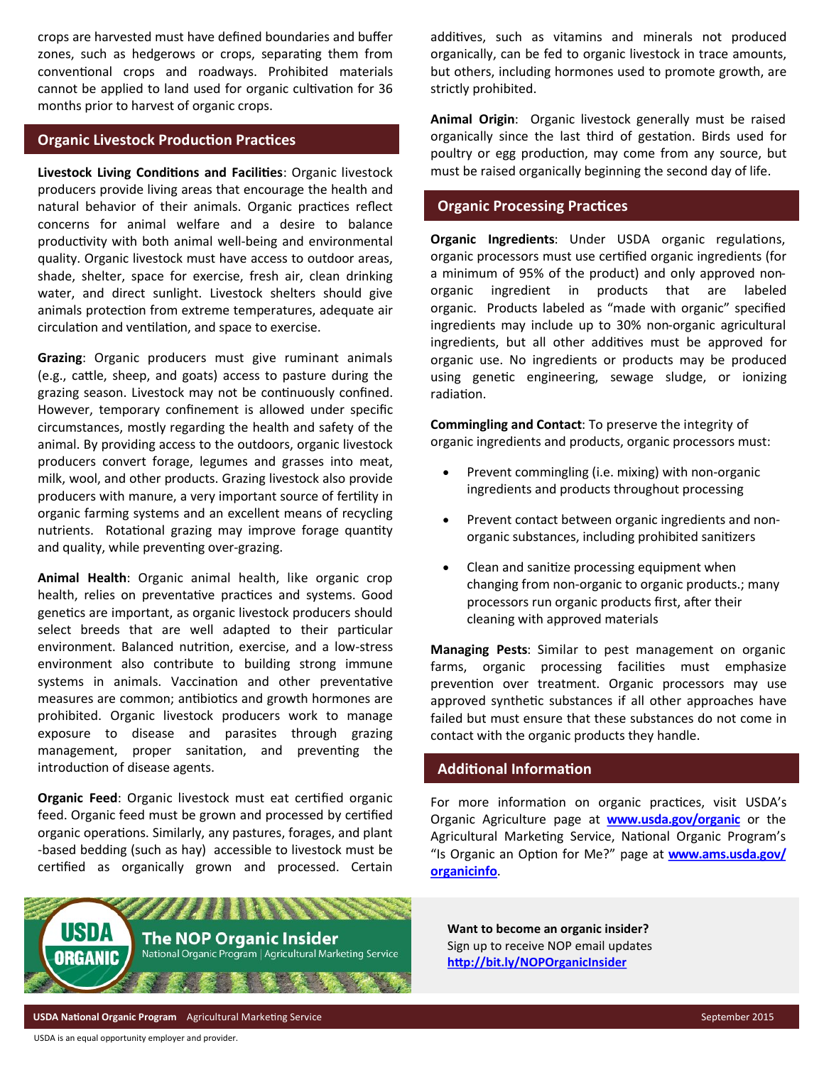crops are harvested must have defined boundaries and buffer zones, such as hedgerows or crops, separating them from conventional crops and roadways. Prohibited materials cannot be applied to land used for organic cultivation for 36 months prior to harvest of organic crops.

## Organic Livestock Production Practices

**Livestock Living Conditions and Facilities**: Organic livestock producers provide living areas that encourage the health and natural behavior of their animals. Organic practices reflect concerns for animal welfare and a desire to balance productivity with both animal well-being and environmental quality. Organic livestock must have access to outdoor areas, shade, shelter, space for exercise, fresh air, clean drinking water, and direct sunlight. Livestock shelters should give animals protection from extreme temperatures, adequate air circulation and ventilation, and space to exercise.

**Grazing**: Organic producers must give ruminant animals (e.g., cattle, sheep, and goats) access to pasture during the grazing season. Livestock may not be continuously confined. However, temporary confinement is allowed under specific circumstances, mostly regarding the health and safety of the animal. By providing access to the outdoors, organic livestock producers convert forage, legumes and grasses into meat, milk, wool, and other products. Grazing livestock also provide producers with manure, a very important source of fertility in organic farming systems and an excellent means of recycling nutrients. Rotational grazing may improve forage quantity and quality, while preventing over-grazing.

**Animal Health**: Organic animal health, like organic crop health, relies on preventative practices and systems. Good genetics are important, as organic livestock producers should select breeds that are well adapted to their particular environment. Balanced nutrition, exercise, and a low-stress environment also contribute to building strong immune systems in animals. Vaccination and other preventative measures are common; antibiotics and growth hormones are prohibited. Organic livestock producers work to manage exposure to disease and parasites through grazing management, proper sanitation, and preventing the introduction of disease agents.

**Organic Feed**: Organic livestock must eat certified organic feed. Organic feed must be grown and processed by certified organic operations. Similarly, any pastures, forages, and plant-based bedding (such as hay) accessible to livestock must be certified as organically grown and processed. Certain additives, such as vitamins and minerals not produced organically, can be fed to organic livestock in trace amounts, but others, including hormones used to promote growth, are strictly prohibited.

**Animal Origin**: Organic livestock generally must be raised organically since the last third of gestation. Birds used for poultry or egg production, may come from any source, but must be raised organically beginning the second day of life.

## Organic Processing Practices

**Organic Ingredients**: Under USDA organic regulations, organic processors must use certified organic ingredients (for a minimum of 95% of the product) and only approved non-organic ingredient in products that are labeled organic. Products labeled as "made with organic" specified ingredients may include up to 30% non-organic agricultural ingredients, but all other additives must be approved for organic use. No ingredients or products may be produced using genetic engineering, sewage sludge, or ionizing radiation.

**Commingling and Contact**: To preserve the integrity of organic ingredients and products, organic processors must:

- Prevent commingling (i.e. mixing) with non-organic ingredients and products throughout processing
- Prevent contact between organic ingredients and non-organic substances, including prohibited sanitizers
- Clean and sanitize processing equipment when changing from non-organic to organic products.; many processors run organic products first, after their cleaning with approved materials

**Managing Pests**: Similar to pest management on organic farms, organic processing facilities must emphasize prevention over treatment. Organic processors may use approved synthetic substances if all other approaches have failed but must ensure that these substances do not come in contact with the organic products they handle.

## Additional Information

For more information on organic practices, visit USDA's Organic Agriculture page at **www.usda.gov/organic** or the Agricultural Marketing Service, National Organic Program's "Is Organic an Option for Me?" page at **www.ams.usda.gov/organicinfo**.

**The NOP Organic Insider**
National Organic Program | Agricultural Marketing Service

**Want to become an organic insider?**
Sign up to receive NOP email updates
**http://bit.ly/NOPOrganicInsider**

USDA is an equal opportunity employer and provider.